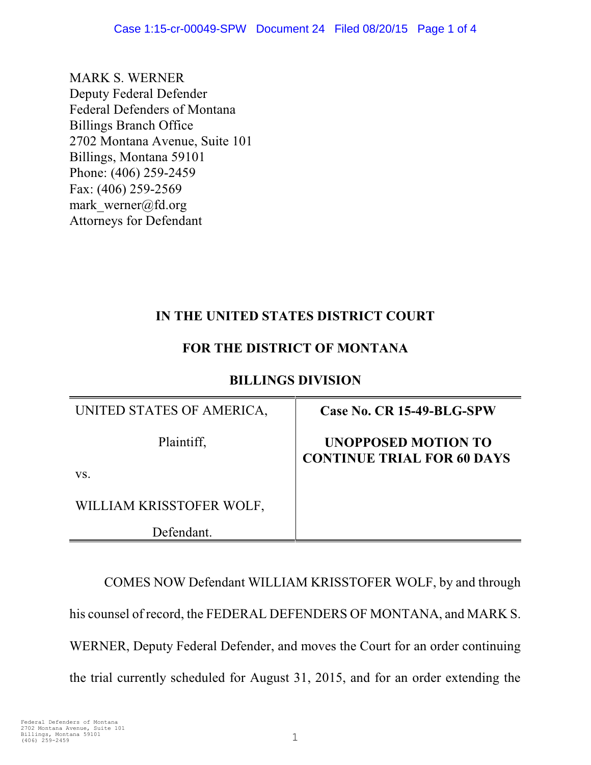MARK S. WERNER
Deputy Federal Defender
Federal Defenders of Montana
Billings Branch Office
2702 Montana Avenue, Suite 101
Billings, Montana 59101
Phone: (406) 259-2459
Fax: (406) 259-2569
mark_werner@fd.org
Attorneys for Defendant

**IN THE UNITED STATES DISTRICT COURT**

**FOR THE DISTRICT OF MONTANA**

**BILLINGS DIVISION**

| | |
|---|---|
| UNITED STATES OF AMERICA,<br><br>Plaintiff,<br><br>vs.<br><br>WILLIAM KRISSTOFER WOLF,<br><br>Defendant. | **Case No. CR 15-49-BLG-SPW**<br><br>**UNOPPOSED MOTION TO CONTINUE TRIAL FOR 60 DAYS** |

COMES NOW Defendant WILLIAM KRISSTOFER WOLF, by and through his counsel of record, the FEDERAL DEFENDERS OF MONTANA, and MARK S. WERNER, Deputy Federal Defender, and moves the Court for an order continuing the trial currently scheduled for August 31, 2015, and for an order extending the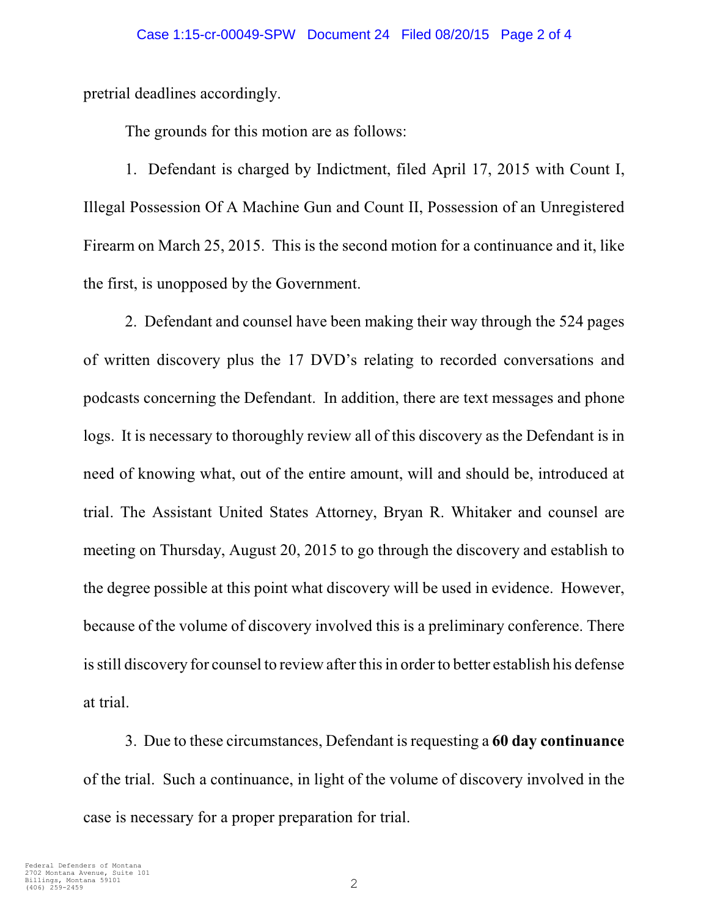pretrial deadlines accordingly.

The grounds for this motion are as follows:

1. Defendant is charged by Indictment, filed April 17, 2015 with Count I, Illegal Possession Of A Machine Gun and Count II, Possession of an Unregistered Firearm on March 25, 2015. This is the second motion for a continuance and it, like the first, is unopposed by the Government.

2. Defendant and counsel have been making their way through the 524 pages of written discovery plus the 17 DVD's relating to recorded conversations and podcasts concerning the Defendant. In addition, there are text messages and phone logs. It is necessary to thoroughly review all of this discovery as the Defendant is in need of knowing what, out of the entire amount, will and should be, introduced at trial. The Assistant United States Attorney, Bryan R. Whitaker and counsel are meeting on Thursday, August 20, 2015 to go through the discovery and establish to the degree possible at this point what discovery will be used in evidence. However, because of the volume of discovery involved this is a preliminary conference. There is still discovery for counsel to review after this in order to better establish his defense at trial.

3. Due to these circumstances, Defendant is requesting a **60 day continuance** of the trial. Such a continuance, in light of the volume of discovery involved in the case is necessary for a proper preparation for trial.

Federal Defenders of Montana
2702 Montana Avenue, Suite 101
Billings, Montana 59101
(406) 259-2459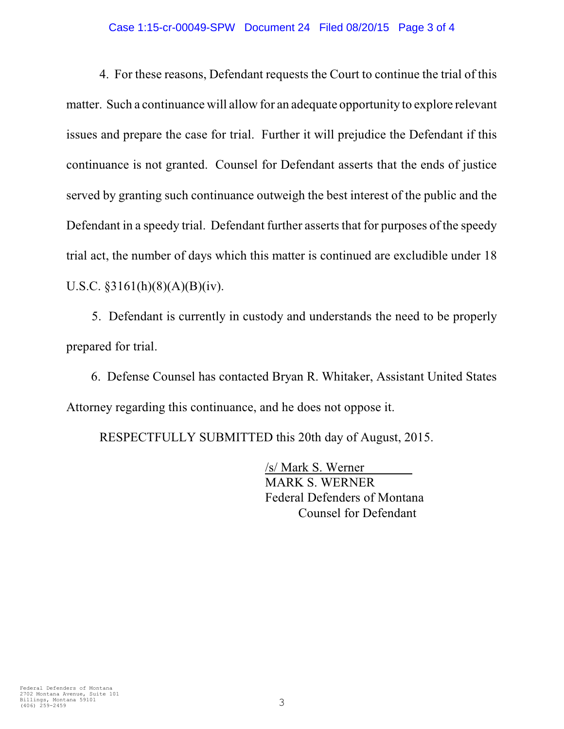4. For these reasons, Defendant requests the Court to continue the trial of this matter. Such a continuance will allow for an adequate opportunity to explore relevant issues and prepare the case for trial. Further it will prejudice the Defendant if this continuance is not granted. Counsel for Defendant asserts that the ends of justice served by granting such continuance outweigh the best interest of the public and the Defendant in a speedy trial. Defendant further asserts that for purposes of the speedy trial act, the number of days which this matter is continued are excludible under 18 U.S.C. §3161(h)(8)(A)(B)(iv).

5. Defendant is currently in custody and understands the need to be properly prepared for trial.

6. Defense Counsel has contacted Bryan R. Whitaker, Assistant United States Attorney regarding this continuance, and he does not oppose it.

RESPECTFULLY SUBMITTED this 20th day of August, 2015.

/s/ Mark S. Werner
MARK S. WERNER
Federal Defenders of Montana
Counsel for Defendant

Federal Defenders of Montana
2702 Montana Avenue, Suite 101
Billings, Montana 59101
(406) 259-2459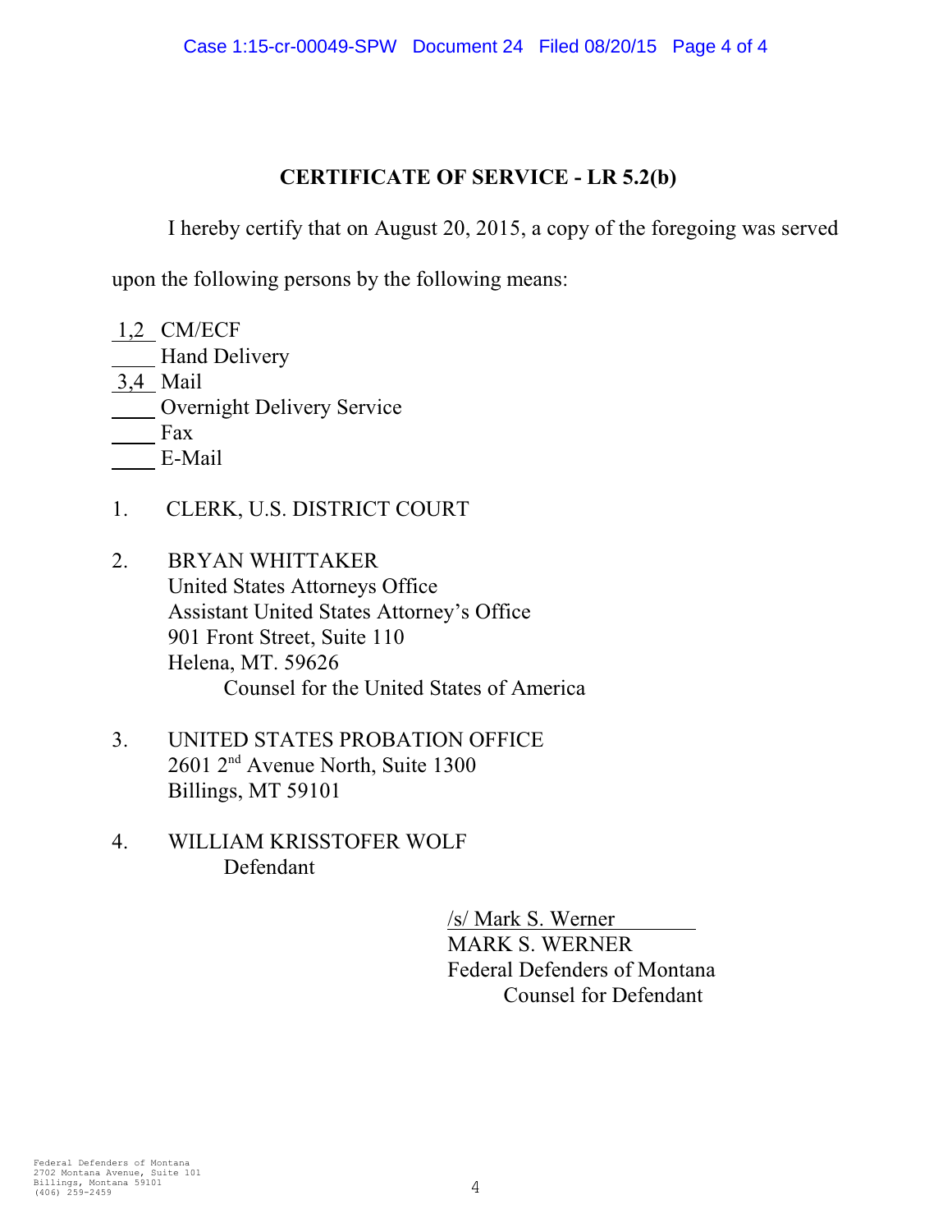**CERTIFICATE OF SERVICE - LR 5.2(b)**

I hereby certify that on August 20, 2015, a copy of the foregoing was served upon the following persons by the following means:

1,2 CM/ECF
____ Hand Delivery
3,4 Mail
____ Overnight Delivery Service
____ Fax
____ E-Mail

1. CLERK, U.S. DISTRICT COURT

2. BRYAN WHITTAKER
   United States Attorneys Office
   Assistant United States Attorney's Office
   901 Front Street, Suite 110
   Helena, MT. 59626
   Counsel for the United States of America

3. UNITED STATES PROBATION OFFICE
   2601 2nd Avenue North, Suite 1300
   Billings, MT 59101

4. WILLIAM KRISSTOFER WOLF
   Defendant

/s/ Mark S. Werner
MARK S. WERNER
Federal Defenders of Montana
Counsel for Defendant

Federal Defenders of Montana
2702 Montana Avenue, Suite 101
Billings, Montana 59101
(406) 259-2459